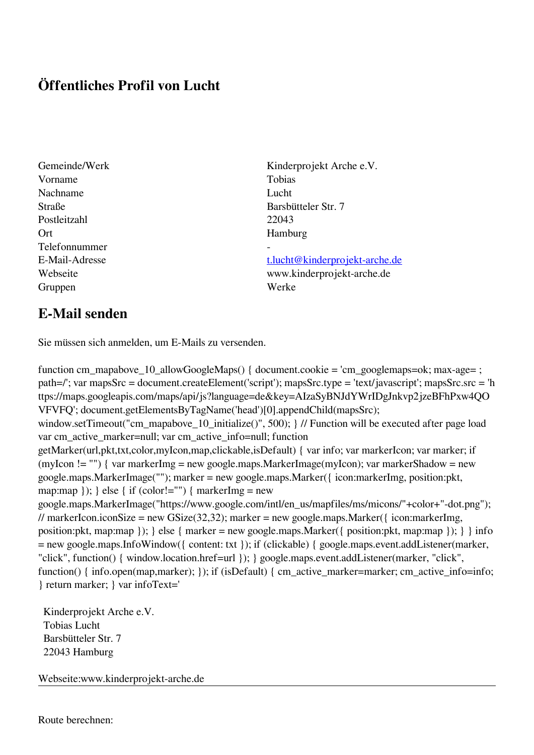# Öffentliches Profil von Lucht

| | |
|---|---|
| Gemeinde/Werk | Kinderprojekt Arche e.V. |
| Vorname | Tobias |
| Nachname | Lucht |
| Straße | Barsbütteler Str. 7 |
| Postleitzahl | 22043 |
| Ort | Hamburg |
| Telefonnummer | - |
| E-Mail-Adresse | t.lucht@kinderprojekt-arche.de |
| Webseite | www.kinderprojekt-arche.de |
| Gruppen | Werke |

## E-Mail senden

Sie müssen sich anmelden, um E-Mails zu versenden.

function cm_mapabove_10_allowGoogleMaps() { document.cookie = 'cm_googlemaps=ok; max-age= ; path=/'; var mapsSrc = document.createElement('script'); mapsSrc.type = 'text/javascript'; mapsSrc.src = 'https://maps.googleapis.com/maps/api/js?language=de&key=AIzaSyBNJdYWrIDgJnkvp2jzeBFhPxw4QOVFVFQ'; document.getElementsByTagName('head')[0].appendChild(mapsSrc); window.setTimeout("cm_mapabove_10_initialize()", 500); } // Function will be executed after page load var cm_active_marker=null; var cm_active_info=null; function getMarker(url,pkt,txt,color,myIcon,map,clickable,isDefault) { var info; var markerIcon; var marker; if (myIcon != "") { var markerImg = new google.maps.MarkerImage(myIcon); var markerShadow = new google.maps.MarkerImage(""); marker = new google.maps.Marker({ icon:markerImg, position:pkt, map:map }); } else { if (color!="") { markerImg = new google.maps.MarkerImage("https://www.google.com/intl/en_us/mapfiles/ms/micons/"+color+"-dot.png"); // markerIcon.iconSize = new GSize(32,32); marker = new google.maps.Marker({ icon:markerImg, position:pkt, map:map }); } else { marker = new google.maps.Marker({ position:pkt, map:map }); } } info = new google.maps.InfoWindow({ content: txt }); if (clickable) { google.maps.event.addListener(marker, "click", function() { window.location.href=url }); } google.maps.event.addListener(marker, "click", function() { info.open(map,marker); }); if (isDefault) { cm_active_marker=marker; cm_active_info=info; } return marker; } var infoText='

Kinderprojekt Arche e.V.
Tobias Lucht
Barsbütteler Str. 7
22043 Hamburg

Webseite:www.kinderprojekt-arche.de

---

Route berechnen: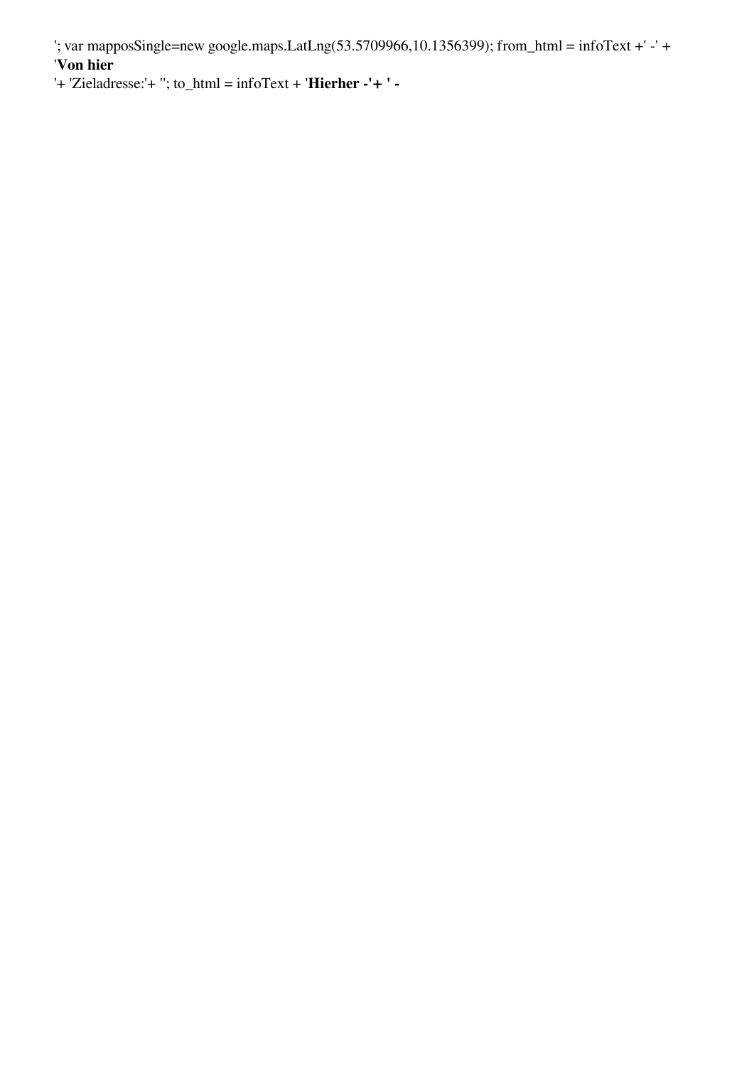'; var mapposSingle=new google.maps.LatLng(53.5709966,10.1356399); from_html = infoText +' -' +
'**Von hier**
'+ 'Zieladresse:'+ ''; to_html = infoText + '**Hierher -'+ ' -**